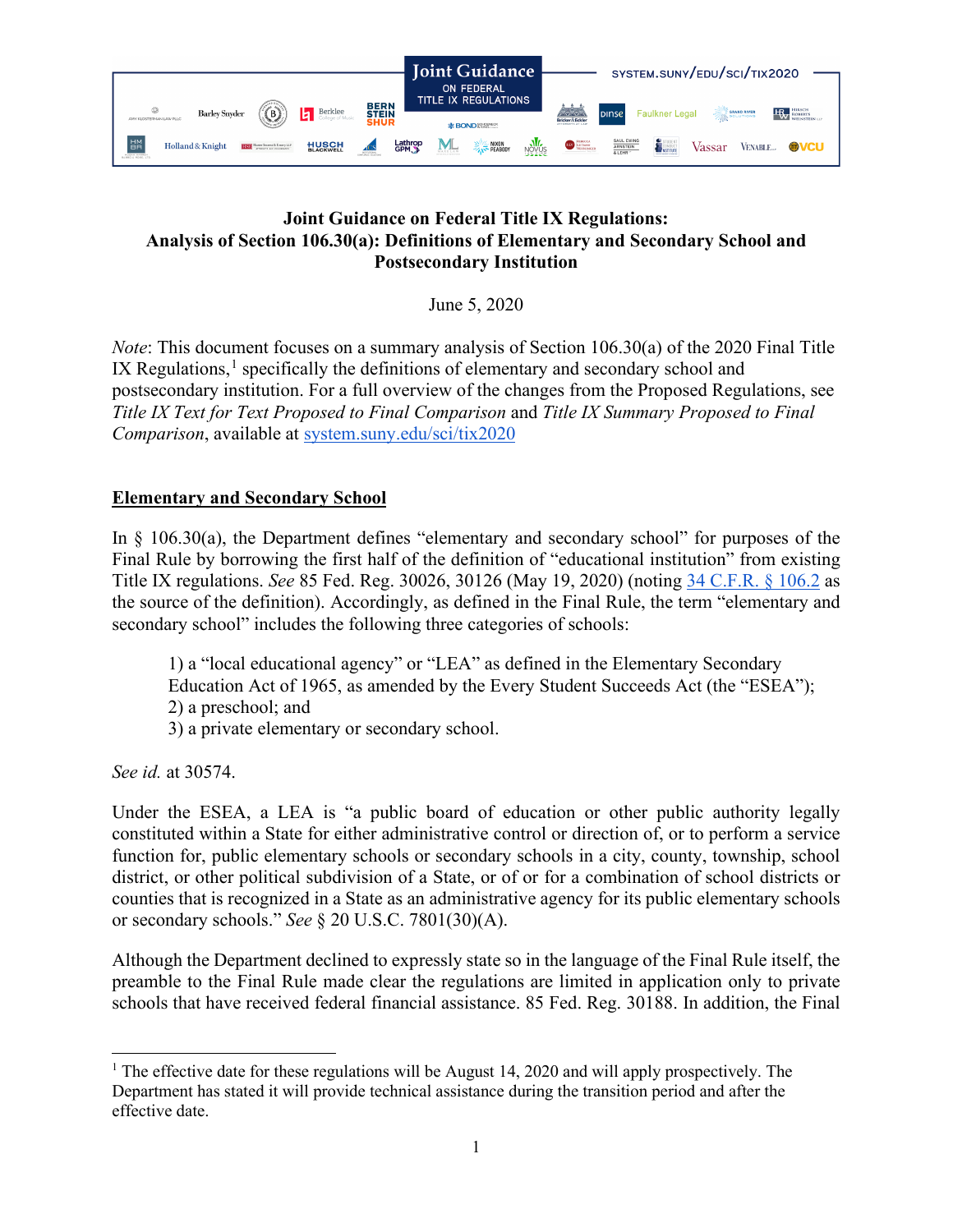Joint Guidance ON FEDERAL TITLE IX REGULATIONS

SYSTEM.SUNY/EDU/SCI/TIX2020

# Joint Guidance on Federal Title IX Regulations: Analysis of Section 106.30(a): Definitions of Elementary and Secondary School and Postsecondary Institution

June 5, 2020

*Note*: This document focuses on a summary analysis of Section 106.30(a) of the 2020 Final Title IX Regulations,[1] specifically the definitions of elementary and secondary school and postsecondary institution. For a full overview of the changes from the Proposed Regulations, see *Title IX Text for Text Proposed to Final Comparison* and *Title IX Summary Proposed to Final Comparison*, available at [system.suny.edu/sci/tix2020](system.suny.edu/sci/tix2020)

## Elementary and Secondary School

In § 106.30(a), the Department defines "elementary and secondary school" for purposes of the Final Rule by borrowing the first half of the definition of "educational institution" from existing Title IX regulations. *See* 85 Fed. Reg. 30026, 30126 (May 19, 2020) (noting [34 C.F.R. § 106.2](34 C.F.R. § 106.2) as the source of the definition). Accordingly, as defined in the Final Rule, the term "elementary and secondary school" includes the following three categories of schools:

1) a "local educational agency" or "LEA" as defined in the Elementary Secondary Education Act of 1965, as amended by the Every Student Succeeds Act (the "ESEA");
2) a preschool; and
3) a private elementary or secondary school.

*See id.* at 30574.

Under the ESEA, a LEA is "a public board of education or other public authority legally constituted within a State for either administrative control or direction of, or to perform a service function for, public elementary schools or secondary schools in a city, county, township, school district, or other political subdivision of a State, or of or for a combination of school districts or counties that is recognized in a State as an administrative agency for its public elementary schools or secondary schools." *See* § 20 U.S.C. 7801(30)(A).

Although the Department declined to expressly state so in the language of the Final Rule itself, the preamble to the Final Rule made clear the regulations are limited in application only to private schools that have received federal financial assistance. 85 Fed. Reg. 30188. In addition, the Final

[1] The effective date for these regulations will be August 14, 2020 and will apply prospectively. The Department has stated it will provide technical assistance during the transition period and after the effective date.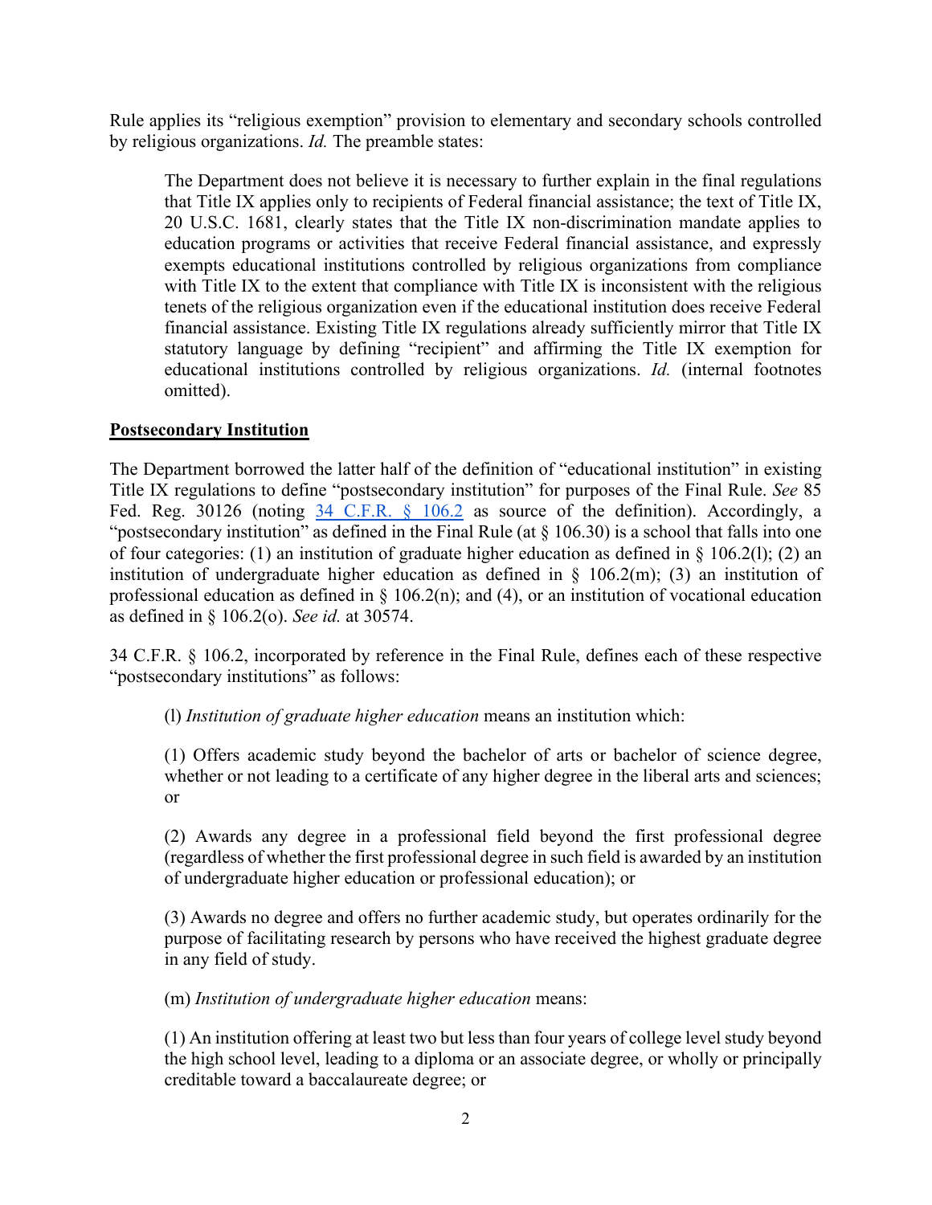Rule applies its "religious exemption" provision to elementary and secondary schools controlled by religious organizations. *Id.* The preamble states:

> The Department does not believe it is necessary to further explain in the final regulations that Title IX applies only to recipients of Federal financial assistance; the text of Title IX, 20 U.S.C. 1681, clearly states that the Title IX non-discrimination mandate applies to education programs or activities that receive Federal financial assistance, and expressly exempts educational institutions controlled by religious organizations from compliance with Title IX to the extent that compliance with Title IX is inconsistent with the religious tenets of the religious organization even if the educational institution does receive Federal financial assistance. Existing Title IX regulations already sufficiently mirror that Title IX statutory language by defining "recipient" and affirming the Title IX exemption for educational institutions controlled by religious organizations. *Id.* (internal footnotes omitted).

**Postsecondary Institution**

The Department borrowed the latter half of the definition of "educational institution" in existing Title IX regulations to define "postsecondary institution" for purposes of the Final Rule. *See* 85 Fed. Reg. 30126 (noting 34 C.F.R. § 106.2 as source of the definition). Accordingly, a "postsecondary institution" as defined in the Final Rule (at § 106.30) is a school that falls into one of four categories: (1) an institution of graduate higher education as defined in § 106.2(l); (2) an institution of undergraduate higher education as defined in § 106.2(m); (3) an institution of professional education as defined in § 106.2(n); and (4), or an institution of vocational education as defined in § 106.2(o). *See id.* at 30574.

34 C.F.R. § 106.2, incorporated by reference in the Final Rule, defines each of these respective "postsecondary institutions" as follows:

> (l) *Institution of graduate higher education* means an institution which:
>
> (1) Offers academic study beyond the bachelor of arts or bachelor of science degree, whether or not leading to a certificate of any higher degree in the liberal arts and sciences; or
>
> (2) Awards any degree in a professional field beyond the first professional degree (regardless of whether the first professional degree in such field is awarded by an institution of undergraduate higher education or professional education); or
>
> (3) Awards no degree and offers no further academic study, but operates ordinarily for the purpose of facilitating research by persons who have received the highest graduate degree in any field of study.
>
> (m) *Institution of undergraduate higher education* means:
>
> (1) An institution offering at least two but less than four years of college level study beyond the high school level, leading to a diploma or an associate degree, or wholly or principally creditable toward a baccalaureate degree; or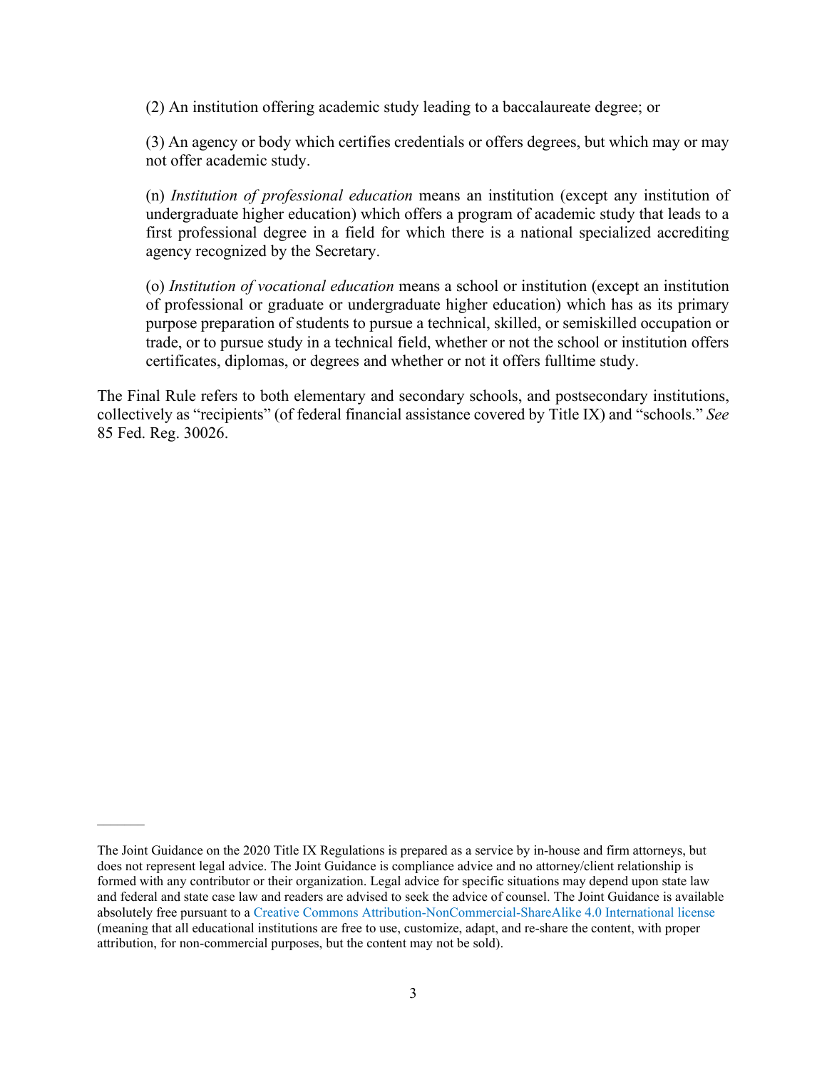(2) An institution offering academic study leading to a baccalaureate degree; or

(3) An agency or body which certifies credentials or offers degrees, but which may or may not offer academic study.

(n) *Institution of professional education* means an institution (except any institution of undergraduate higher education) which offers a program of academic study that leads to a first professional degree in a field for which there is a national specialized accrediting agency recognized by the Secretary.

(o) *Institution of vocational education* means a school or institution (except an institution of professional or graduate or undergraduate higher education) which has as its primary purpose preparation of students to pursue a technical, skilled, or semiskilled occupation or trade, or to pursue study in a technical field, whether or not the school or institution offers certificates, diplomas, or degrees and whether or not it offers fulltime study.

The Final Rule refers to both elementary and secondary schools, and postsecondary institutions, collectively as "recipients" (of federal financial assistance covered by Title IX) and "schools." *See* 85 Fed. Reg. 30026.

---

The Joint Guidance on the 2020 Title IX Regulations is prepared as a service by in-house and firm attorneys, but does not represent legal advice. The Joint Guidance is compliance advice and no attorney/client relationship is formed with any contributor or their organization. Legal advice for specific situations may depend upon state law and federal and state case law and readers are advised to seek the advice of counsel. The Joint Guidance is available absolutely free pursuant to a Creative Commons Attribution-NonCommercial-ShareAlike 4.0 International license (meaning that all educational institutions are free to use, customize, adapt, and re-share the content, with proper attribution, for non-commercial purposes, but the content may not be sold).